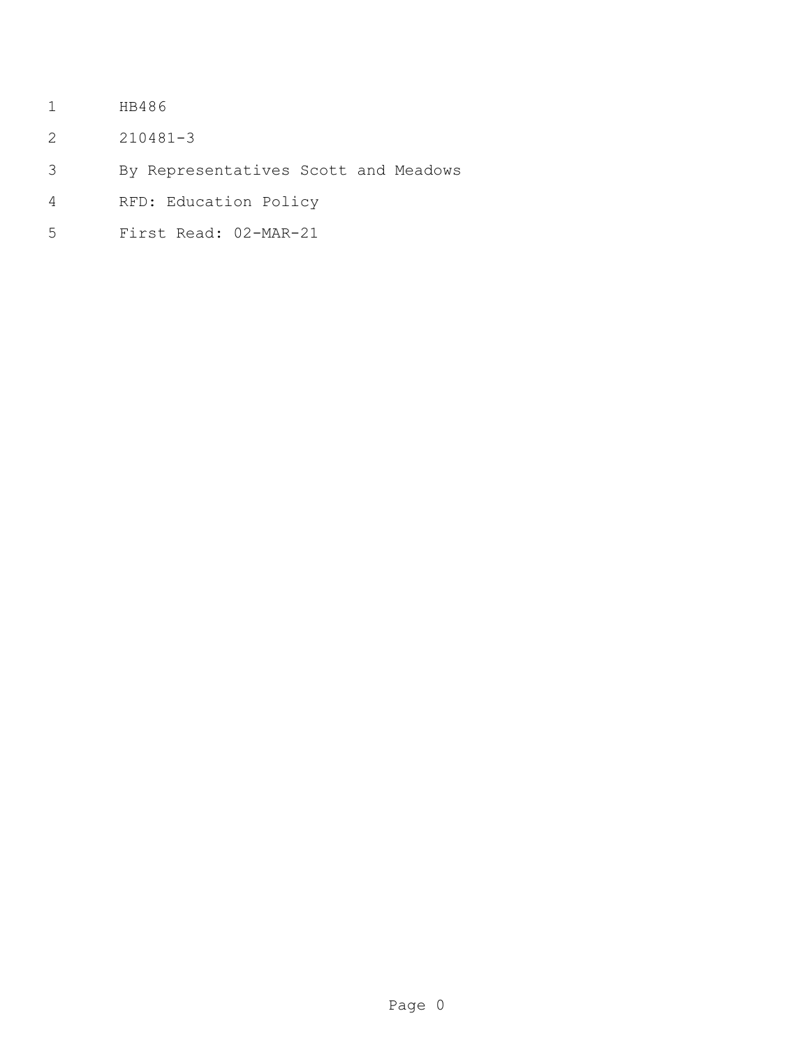HB486

210481-3

By Representatives Scott and Meadows

RFD: Education Policy

First Read: 02-MAR-21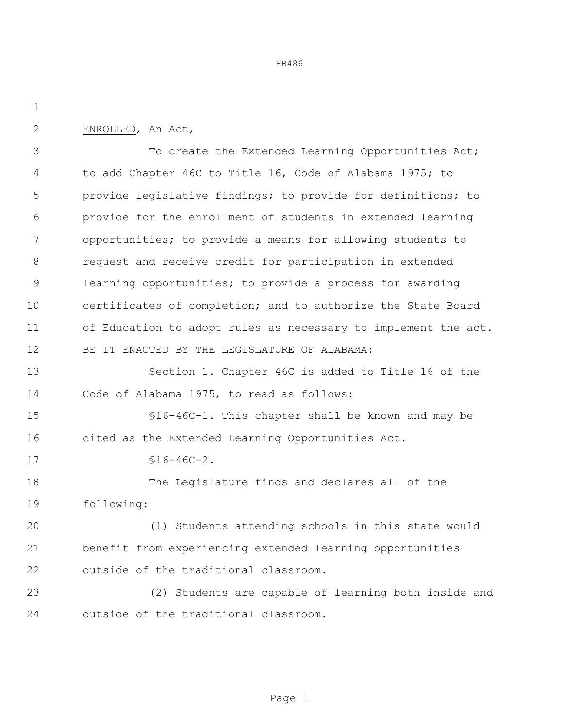ENROLLED, An Act,

To create the Extended Learning Opportunities Act; to add Chapter 46C to Title 16, Code of Alabama 1975; to provide legislative findings; to provide for definitions; to provide for the enrollment of students in extended learning opportunities; to provide a means for allowing students to request and receive credit for participation in extended learning opportunities; to provide a process for awarding certificates of completion; and to authorize the State Board of Education to adopt rules as necessary to implement the act.

BE IT ENACTED BY THE LEGISLATURE OF ALABAMA:

Section 1. Chapter 46C is added to Title 16 of the Code of Alabama 1975, to read as follows:

§16-46C-1. This chapter shall be known and may be cited as the Extended Learning Opportunities Act.

§16-46C-2.

The Legislature finds and declares all of the following:

(1) Students attending schools in this state would benefit from experiencing extended learning opportunities outside of the traditional classroom.

(2) Students are capable of learning both inside and outside of the traditional classroom.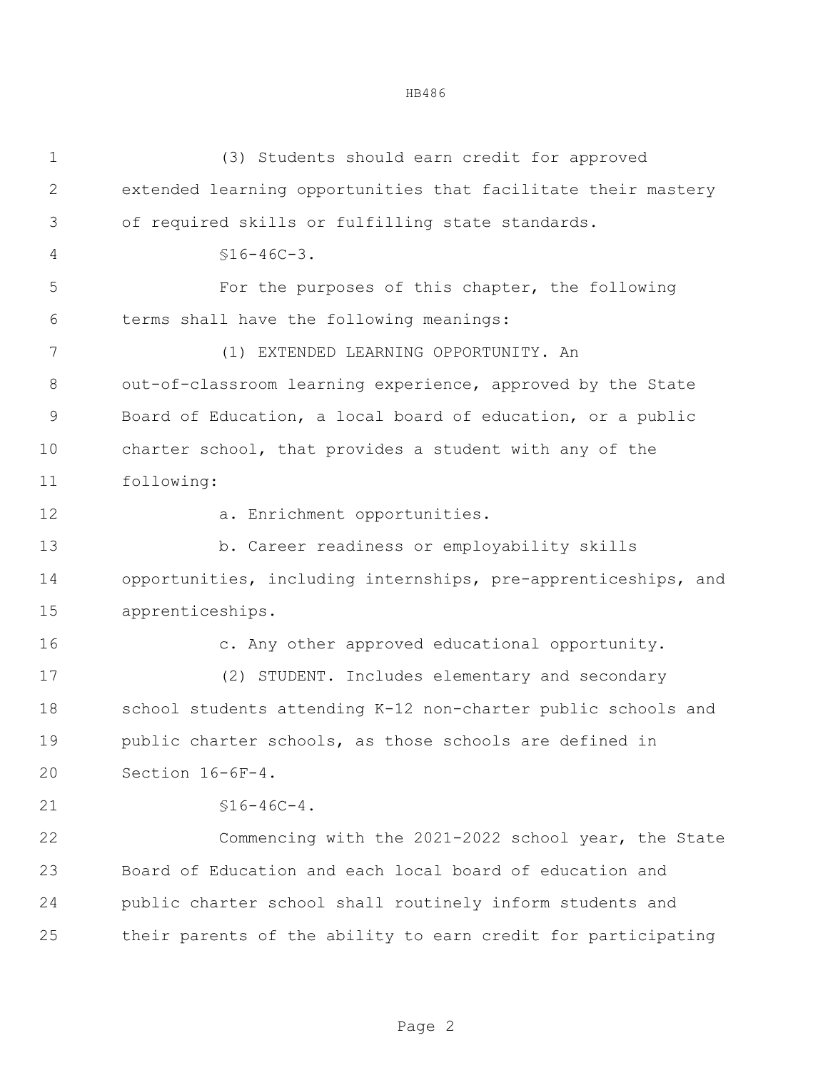(3) Students should earn credit for approved extended learning opportunities that facilitate their mastery of required skills or fulfilling state standards.

§16-46C-3.

For the purposes of this chapter, the following terms shall have the following meanings:

(1) EXTENDED LEARNING OPPORTUNITY. An out-of-classroom learning experience, approved by the State Board of Education, a local board of education, or a public charter school, that provides a student with any of the following:

a. Enrichment opportunities.

b. Career readiness or employability skills opportunities, including internships, pre-apprenticeships, and apprenticeships.

c. Any other approved educational opportunity.

(2) STUDENT. Includes elementary and secondary school students attending K-12 non-charter public schools and public charter schools, as those schools are defined in Section 16-6F-4.

§16-46C-4.

Commencing with the 2021-2022 school year, the State Board of Education and each local board of education and public charter school shall routinely inform students and their parents of the ability to earn credit for participating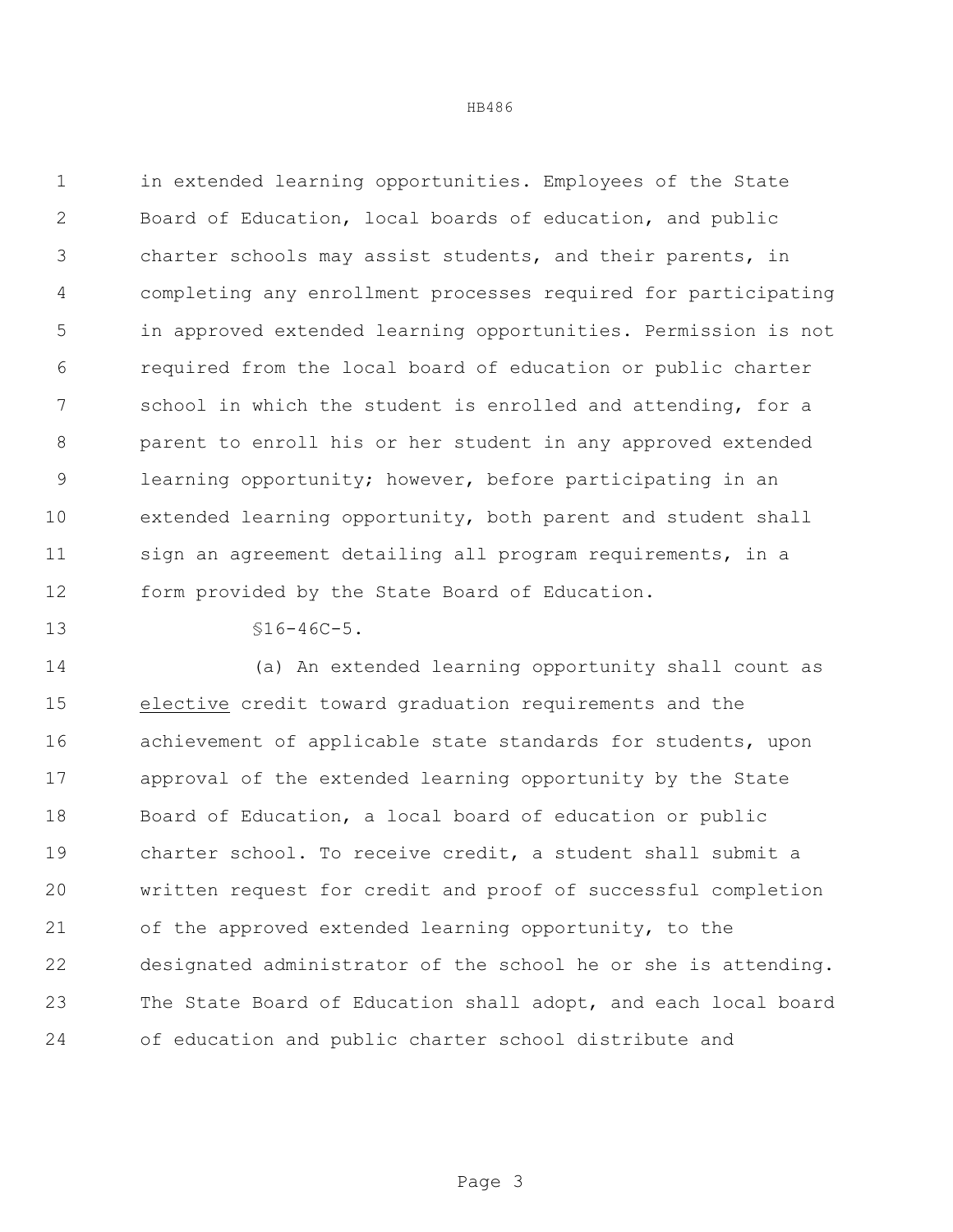in extended learning opportunities. Employees of the State Board of Education, local boards of education, and public charter schools may assist students, and their parents, in completing any enrollment processes required for participating in approved extended learning opportunities. Permission is not required from the local board of education or public charter school in which the student is enrolled and attending, for a parent to enroll his or her student in any approved extended learning opportunity; however, before participating in an extended learning opportunity, both parent and student shall sign an agreement detailing all program requirements, in a form provided by the State Board of Education.

§16-46C-5.

(a) An extended learning opportunity shall count as <u>elective</u> credit toward graduation requirements and the achievement of applicable state standards for students, upon approval of the extended learning opportunity by the State Board of Education, a local board of education or public charter school. To receive credit, a student shall submit a written request for credit and proof of successful completion of the approved extended learning opportunity, to the designated administrator of the school he or she is attending. The State Board of Education shall adopt, and each local board of education and public charter school distribute and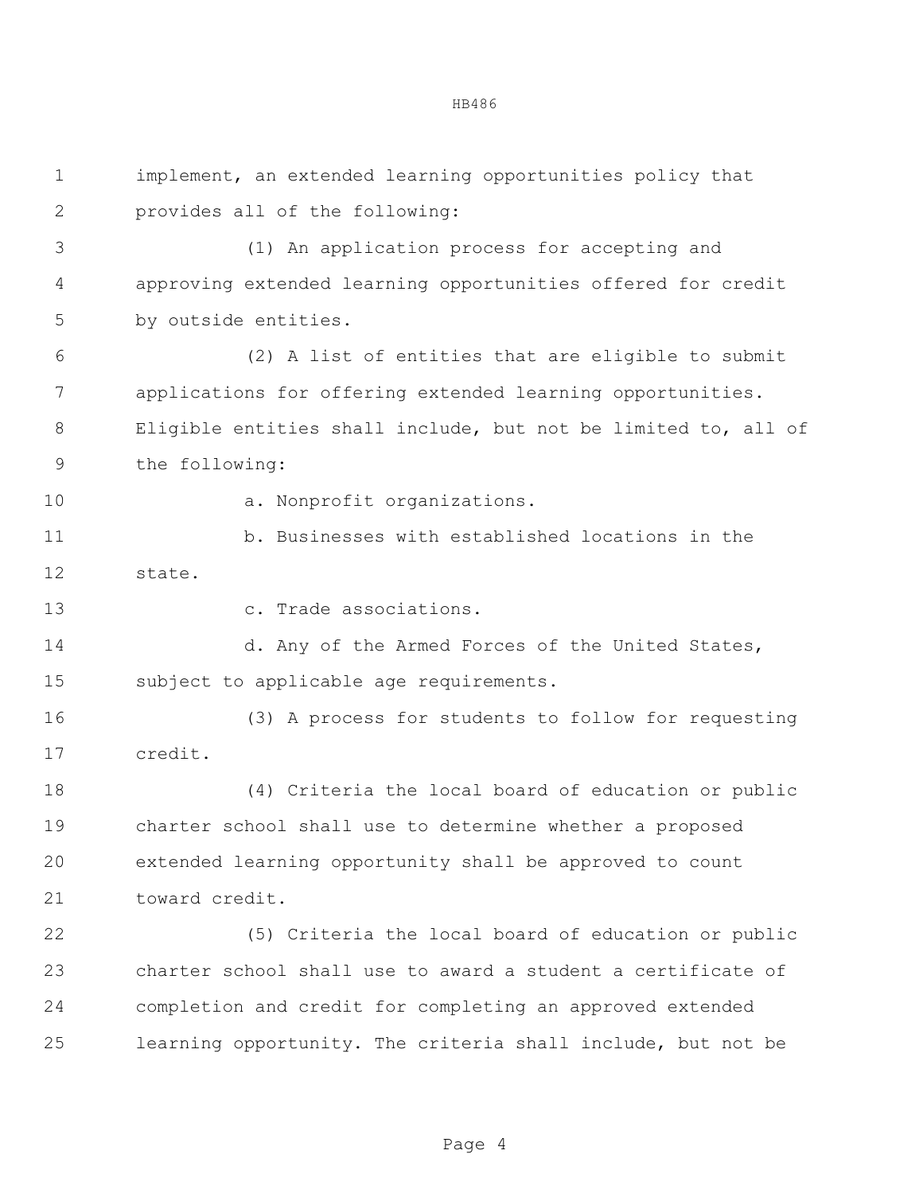implement, an extended learning opportunities policy that provides all of the following:

(1) An application process for accepting and approving extended learning opportunities offered for credit by outside entities.

(2) A list of entities that are eligible to submit applications for offering extended learning opportunities. Eligible entities shall include, but not be limited to, all of the following:

a. Nonprofit organizations.

b. Businesses with established locations in the state.

c. Trade associations.

d. Any of the Armed Forces of the United States, subject to applicable age requirements.

(3) A process for students to follow for requesting credit.

(4) Criteria the local board of education or public charter school shall use to determine whether a proposed extended learning opportunity shall be approved to count toward credit.

(5) Criteria the local board of education or public charter school shall use to award a student a certificate of completion and credit for completing an approved extended learning opportunity. The criteria shall include, but not be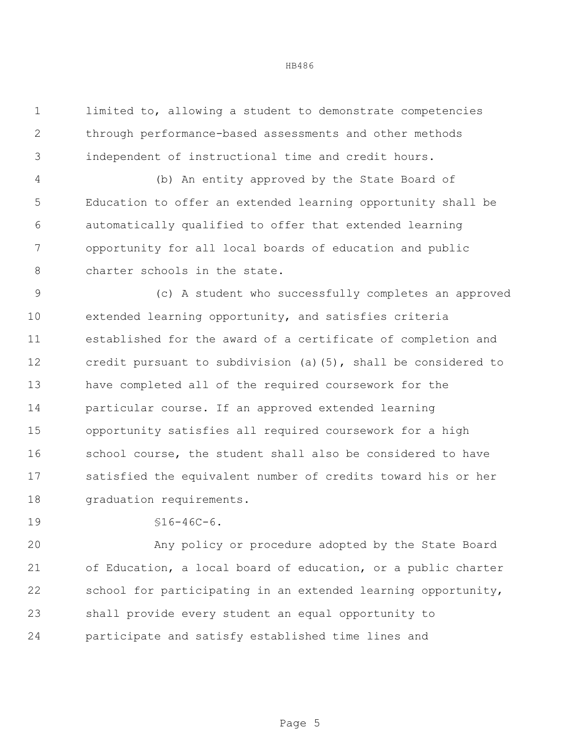limited to, allowing a student to demonstrate competencies through performance-based assessments and other methods independent of instructional time and credit hours.

(b) An entity approved by the State Board of Education to offer an extended learning opportunity shall be automatically qualified to offer that extended learning opportunity for all local boards of education and public charter schools in the state.

(c) A student who successfully completes an approved extended learning opportunity, and satisfies criteria established for the award of a certificate of completion and credit pursuant to subdivision (a)(5), shall be considered to have completed all of the required coursework for the particular course. If an approved extended learning opportunity satisfies all required coursework for a high school course, the student shall also be considered to have satisfied the equivalent number of credits toward his or her graduation requirements.

§16-46C-6.

Any policy or procedure adopted by the State Board of Education, a local board of education, or a public charter school for participating in an extended learning opportunity, shall provide every student an equal opportunity to participate and satisfy established time lines and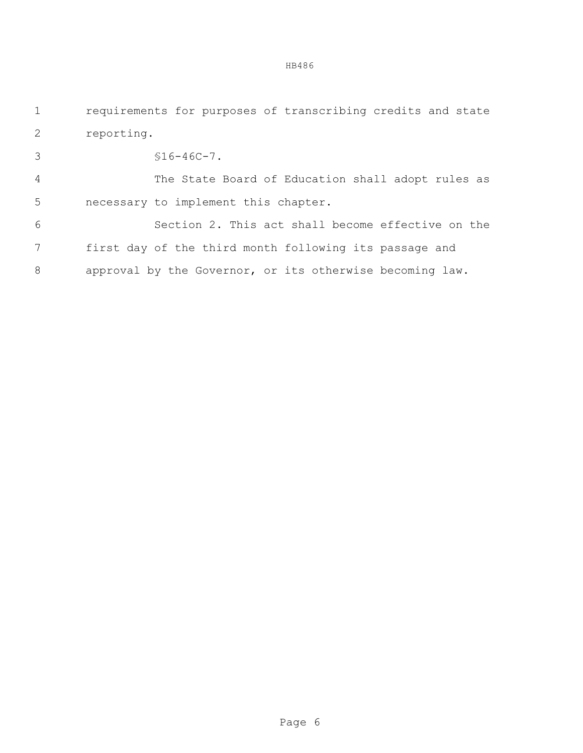requirements for purposes of transcribing credits and state reporting.

§16-46C-7.

The State Board of Education shall adopt rules as necessary to implement this chapter.

Section 2. This act shall become effective on the first day of the third month following its passage and approval by the Governor, or its otherwise becoming law.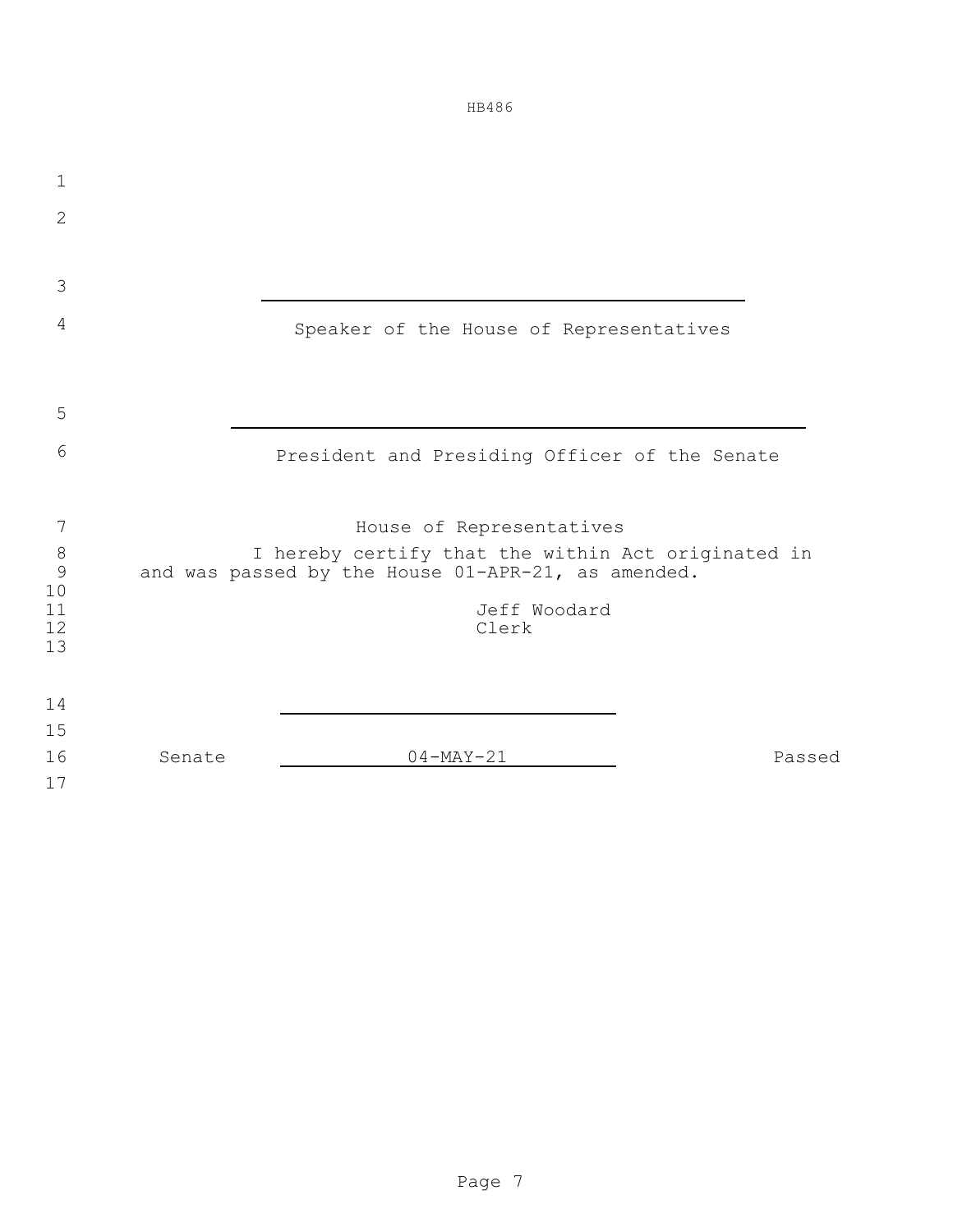Speaker of the House of Representatives

President and Presiding Officer of the Senate

House of Representatives

I hereby certify that the within Act originated in and was passed by the House 01-APR-21, as amended.

Jeff Woodard
Clerk

Senate 04-MAY-21 Passed